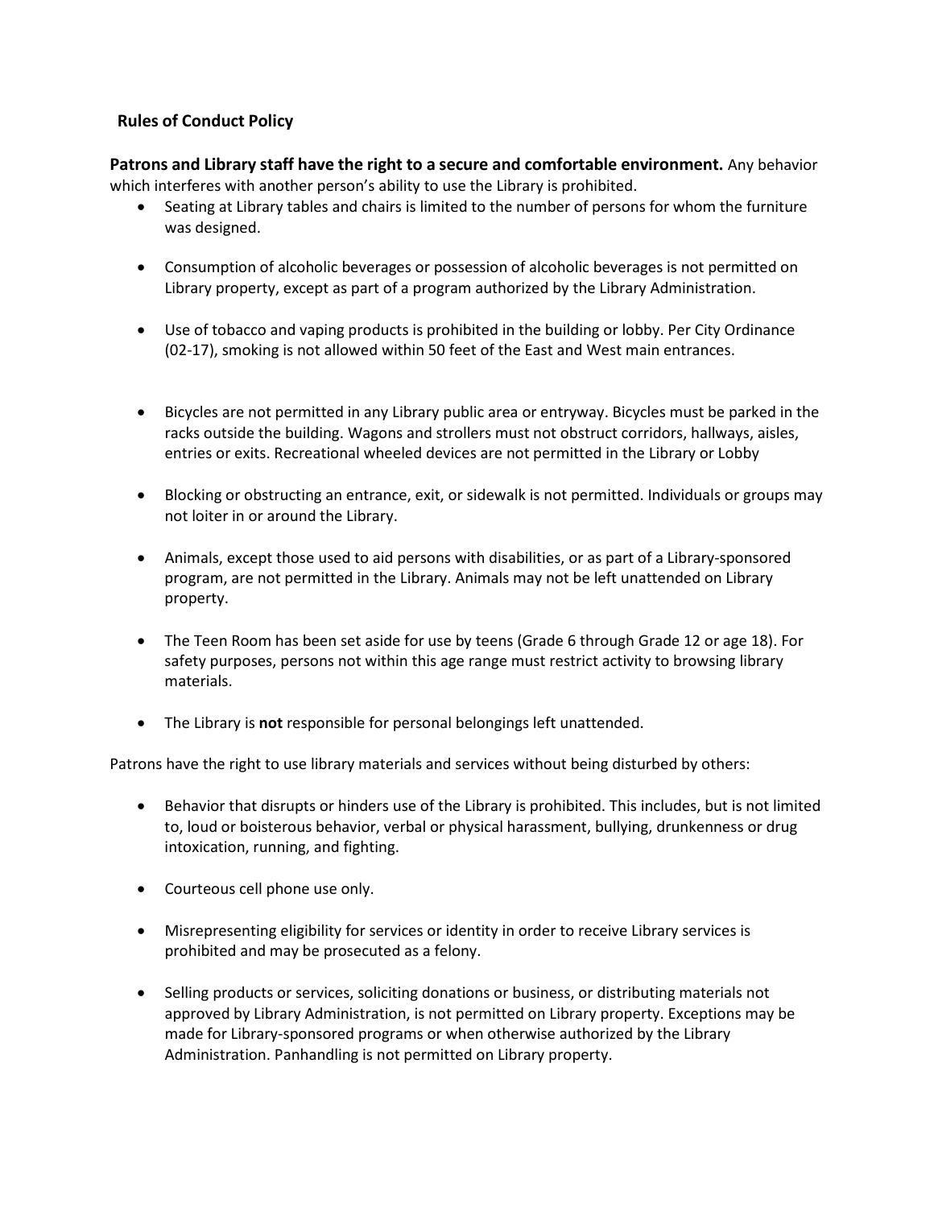## Rules of Conduct Policy

**Patrons and Library staff have the right to a secure and comfortable environment.** Any behavior which interferes with another person's ability to use the Library is prohibited.

- Seating at Library tables and chairs is limited to the number of persons for whom the furniture was designed.
- Consumption of alcoholic beverages or possession of alcoholic beverages is not permitted on Library property, except as part of a program authorized by the Library Administration.
- Use of tobacco and vaping products is prohibited in the building or lobby. Per City Ordinance (02-17), smoking is not allowed within 50 feet of the East and West main entrances.
- Bicycles are not permitted in any Library public area or entryway. Bicycles must be parked in the racks outside the building. Wagons and strollers must not obstruct corridors, hallways, aisles, entries or exits. Recreational wheeled devices are not permitted in the Library or Lobby
- Blocking or obstructing an entrance, exit, or sidewalk is not permitted. Individuals or groups may not loiter in or around the Library.
- Animals, except those used to aid persons with disabilities, or as part of a Library-sponsored program, are not permitted in the Library. Animals may not be left unattended on Library property.
- The Teen Room has been set aside for use by teens (Grade 6 through Grade 12 or age 18). For safety purposes, persons not within this age range must restrict activity to browsing library materials.
- The Library is **not** responsible for personal belongings left unattended.

Patrons have the right to use library materials and services without being disturbed by others:

- Behavior that disrupts or hinders use of the Library is prohibited. This includes, but is not limited to, loud or boisterous behavior, verbal or physical harassment, bullying, drunkenness or drug intoxication, running, and fighting.
- Courteous cell phone use only.
- Misrepresenting eligibility for services or identity in order to receive Library services is prohibited and may be prosecuted as a felony.
- Selling products or services, soliciting donations or business, or distributing materials not approved by Library Administration, is not permitted on Library property. Exceptions may be made for Library-sponsored programs or when otherwise authorized by the Library Administration. Panhandling is not permitted on Library property.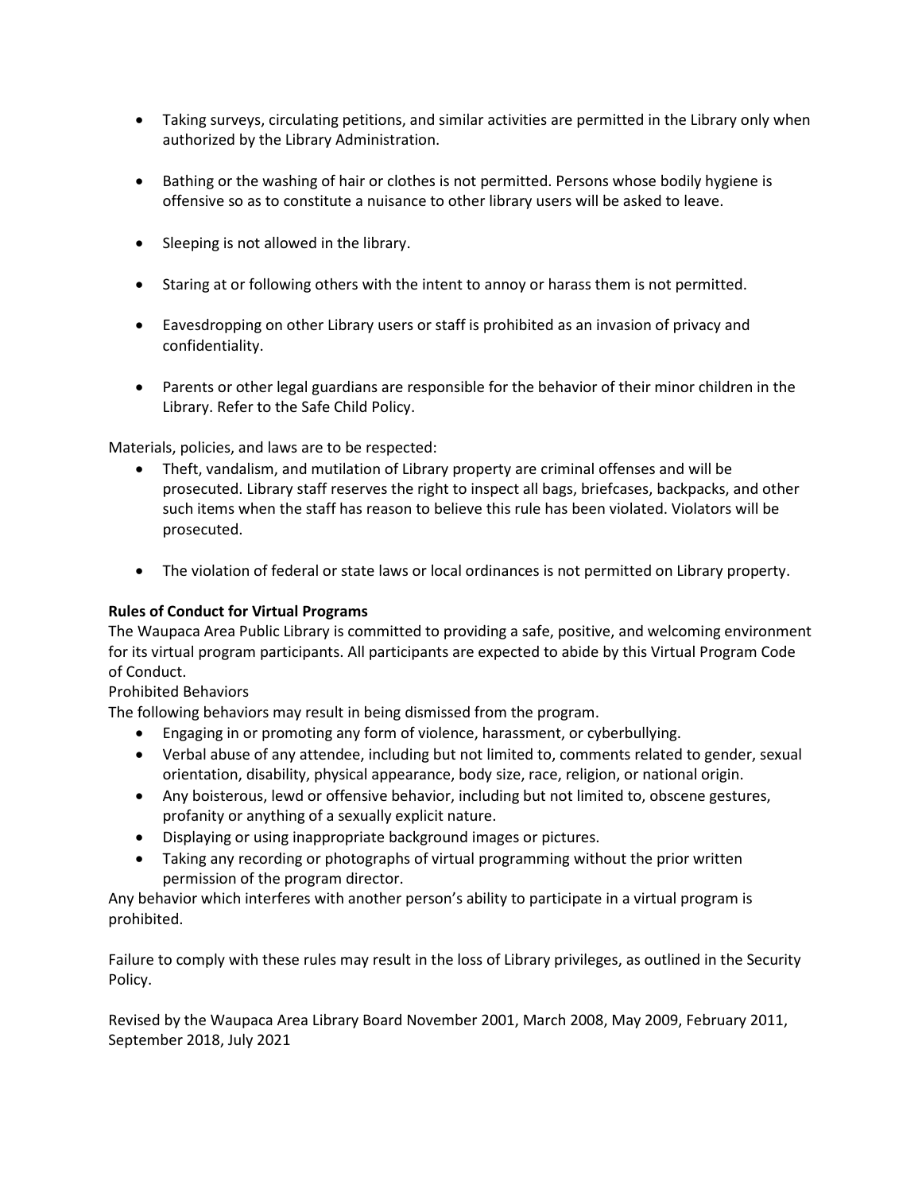- Taking surveys, circulating petitions, and similar activities are permitted in the Library only when authorized by the Library Administration.

- Bathing or the washing of hair or clothes is not permitted. Persons whose bodily hygiene is offensive so as to constitute a nuisance to other library users will be asked to leave.

- Sleeping is not allowed in the library.

- Staring at or following others with the intent to annoy or harass them is not permitted.

- Eavesdropping on other Library users or staff is prohibited as an invasion of privacy and confidentiality.

- Parents or other legal guardians are responsible for the behavior of their minor children in the Library. Refer to the Safe Child Policy.

Materials, policies, and laws are to be respected:

- Theft, vandalism, and mutilation of Library property are criminal offenses and will be prosecuted. Library staff reserves the right to inspect all bags, briefcases, backpacks, and other such items when the staff has reason to believe this rule has been violated. Violators will be prosecuted.

- The violation of federal or state laws or local ordinances is not permitted on Library property.

**Rules of Conduct for Virtual Programs**

The Waupaca Area Public Library is committed to providing a safe, positive, and welcoming environment for its virtual program participants. All participants are expected to abide by this Virtual Program Code of Conduct.

Prohibited Behaviors

The following behaviors may result in being dismissed from the program.

- Engaging in or promoting any form of violence, harassment, or cyberbullying.
- Verbal abuse of any attendee, including but not limited to, comments related to gender, sexual orientation, disability, physical appearance, body size, race, religion, or national origin.
- Any boisterous, lewd or offensive behavior, including but not limited to, obscene gestures, profanity or anything of a sexually explicit nature.
- Displaying or using inappropriate background images or pictures.
- Taking any recording or photographs of virtual programming without the prior written permission of the program director.

Any behavior which interferes with another person's ability to participate in a virtual program is prohibited.

Failure to comply with these rules may result in the loss of Library privileges, as outlined in the Security Policy.

Revised by the Waupaca Area Library Board November 2001, March 2008, May 2009, February 2011, September 2018, July 2021